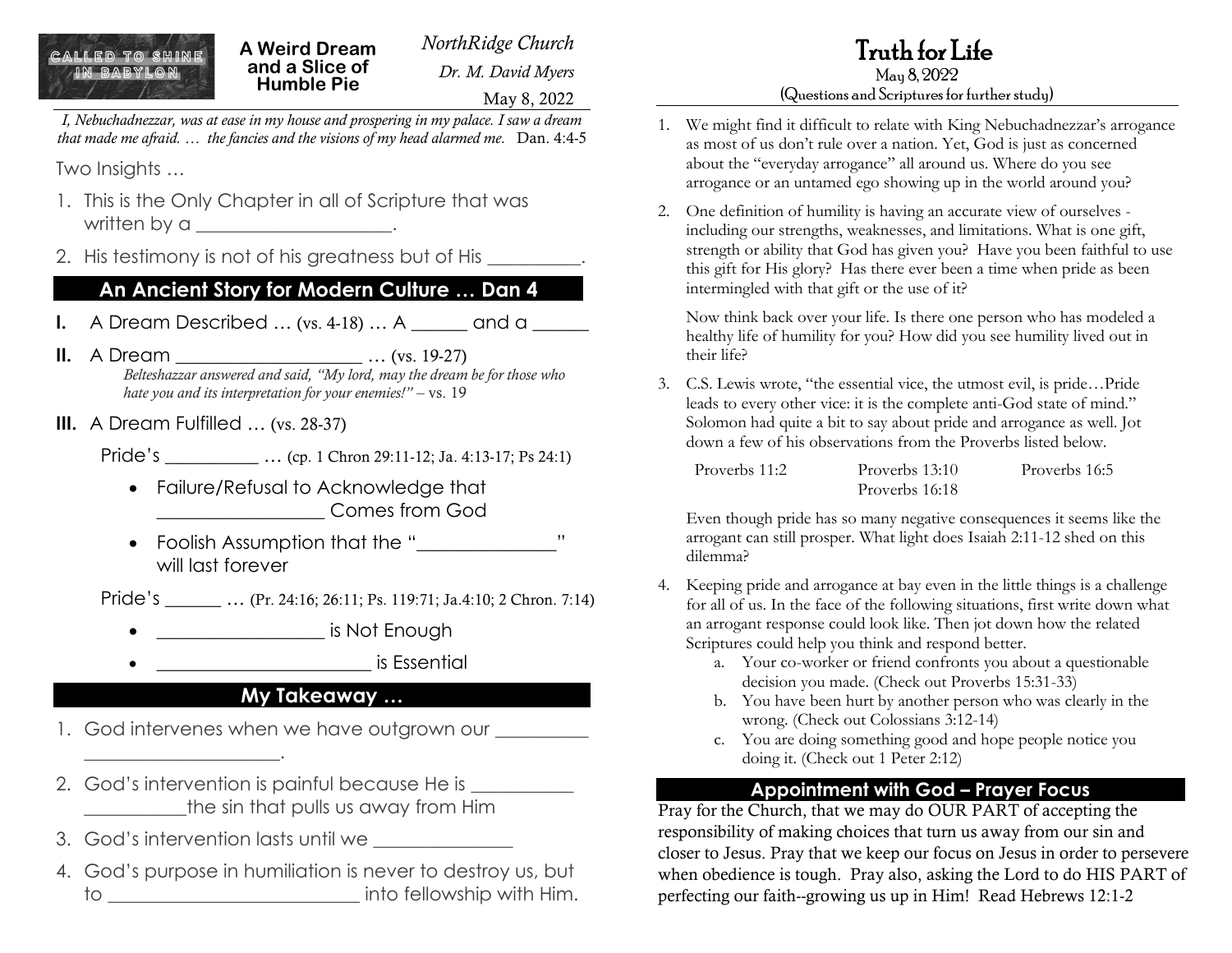CALLED TO SHINE IN BABYLON

# A Weird Dream and a Slice of Humble Pie

*NorthRidge Church*

*Dr. M. David Myers*

May 8, 2022

*I, Nebuchadnezzar, was at ease in my house and prospering in my palace. I saw a dream that made me afraid. … the fancies and the visions of my head alarmed me.* Dan. 4:4-5

Two Insights …

1. This is the Only Chapter in all of Scripture that was written by a ____________________.
2. His testimony is not of his greatness but of His __________.

## An Ancient Story for Modern Culture … Dan 4

**I.** A Dream Described … (vs. 4-18) … A ______ and a ______

**II.** A Dream ____________________ … (vs. 19-27)

*Belteshazzar answered and said, "My lord, may the dream be for those who hate you and its interpretation for your enemies!"* – vs. 19

**III.** A Dream Fulfilled … (vs. 28-37)

Pride's __________ … (cp. 1 Chron 29:11-12; Ja. 4:13-17; Ps 24:1)

- Failure/Refusal to Acknowledge that _________________ Comes from God
- Foolish Assumption that the "______________" will last forever

Pride's ______ … (Pr. 24:16; 26:11; Ps. 119:71; Ja.4:10; 2 Chron. 7:14)

- _________________ is Not Enough
- ______________________ is Essential

## My Takeaway …

1. God intervenes when we have outgrown our __________ ____________________.
2. God's intervention is painful because He is __________ __________the sin that pulls us away from Him
3. God's intervention lasts until we ______________
4. God's purpose in humiliation is never to destroy us, but to __________________________ into fellowship with Him.

# Truth for Life

May 8, 2022

(Questions and Scriptures for further study)

1. We might find it difficult to relate with King Nebuchadnezzar's arrogance as most of us don't rule over a nation. Yet, God is just as concerned about the "everyday arrogance" all around us. Where do you see arrogance or an untamed ego showing up in the world around you?

2. One definition of humility is having an accurate view of ourselves - including our strengths, weaknesses, and limitations. What is one gift, strength or ability that God has given you? Have you been faithful to use this gift for His glory? Has there ever been a time when pride as been intermingled with that gift or the use of it?

   Now think back over your life. Is there one person who has modeled a healthy life of humility for you? How did you see humility lived out in their life?

3. C.S. Lewis wrote, "the essential vice, the utmost evil, is pride…Pride leads to every other vice: it is the complete anti-God state of mind." Solomon had quite a bit to say about pride and arrogance as well. Jot down a few of his observations from the Proverbs listed below.

   Proverbs 11:2 Proverbs 13:10 Proverbs 16:5 Proverbs 16:18

   Even though pride has so many negative consequences it seems like the arrogant can still prosper. What light does Isaiah 2:11-12 shed on this dilemma?

4. Keeping pride and arrogance at bay even in the little things is a challenge for all of us. In the face of the following situations, first write down what an arrogant response could look like. Then jot down how the related Scriptures could help you think and respond better.
   a. Your co-worker or friend confronts you about a questionable decision you made. (Check out Proverbs 15:31-33)
   b. You have been hurt by another person who was clearly in the wrong. (Check out Colossians 3:12-14)
   c. You are doing something good and hope people notice you doing it. (Check out 1 Peter 2:12)

## Appointment with God – Prayer Focus

Pray for the Church, that we may do OUR PART of accepting the responsibility of making choices that turn us away from our sin and closer to Jesus. Pray that we keep our focus on Jesus in order to persevere when obedience is tough. Pray also, asking the Lord to do HIS PART of perfecting our faith--growing us up in Him! Read Hebrews 12:1-2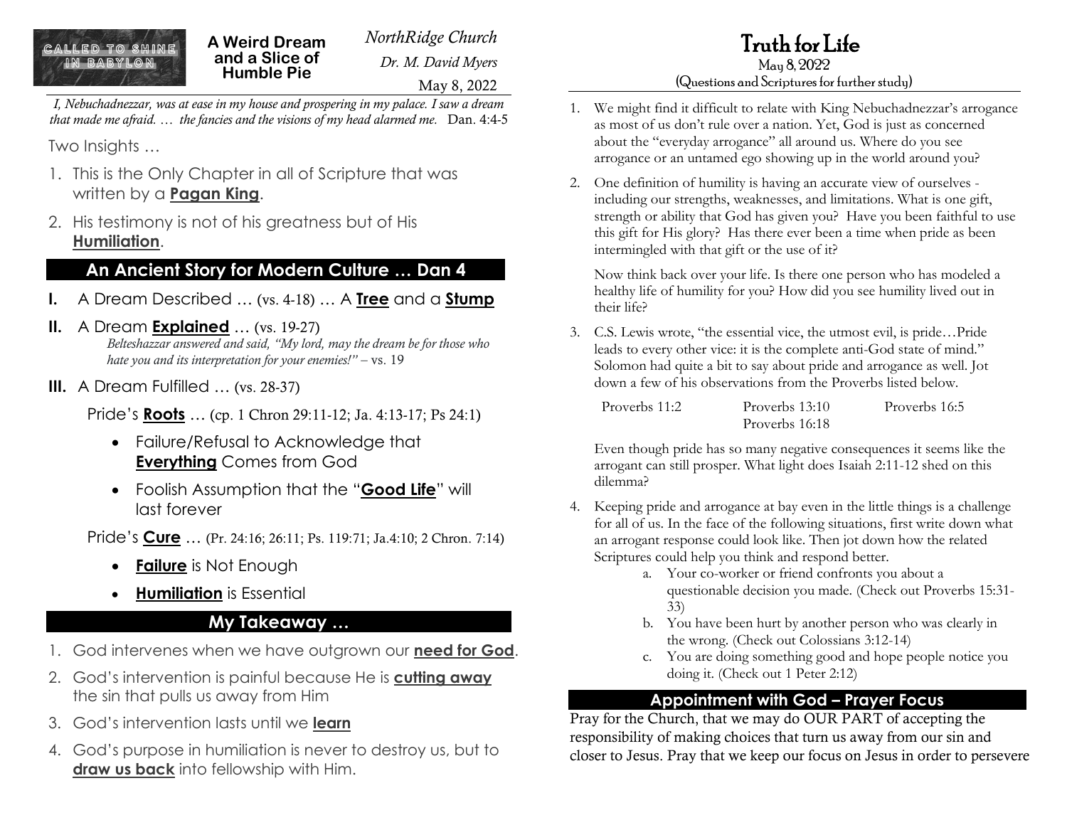CALLED TO SHINE IN BABYLON

# A Weird Dream and a Slice of Humble Pie

*NorthRidge Church*

*Dr. M. David Myers*

May 8, 2022

*I, Nebuchadnezzar, was at ease in my house and prospering in my palace. I saw a dream that made me afraid. … the fancies and the visions of my head alarmed me.* Dan. 4:4-5

Two Insights …

1. This is the Only Chapter in all of Scripture that was written by a **Pagan King**.
2. His testimony is not of his greatness but of His **Humiliation**.

## An Ancient Story for Modern Culture … Dan 4

**I.** A Dream Described … (vs. 4-18) … A **Tree** and a **Stump**

**II.** A Dream **Explained** … (vs. 19-27)

*Belteshazzar answered and said, "My lord, may the dream be for those who hate you and its interpretation for your enemies!"* – vs. 19

**III.** A Dream Fulfilled … (vs. 28-37)

Pride's **Roots** … (cp. 1 Chron 29:11-12; Ja. 4:13-17; Ps 24:1)

- Failure/Refusal to Acknowledge that **Everything** Comes from God
- Foolish Assumption that the "**Good Life**" will last forever

Pride's **Cure** … (Pr. 24:16; 26:11; Ps. 119:71; Ja.4:10; 2 Chron. 7:14)

- **Failure** is Not Enough
- **Humiliation** is Essential

## My Takeaway …

1. God intervenes when we have outgrown our **need for God**.
2. God's intervention is painful because He is **cutting away** the sin that pulls us away from Him
3. God's intervention lasts until we **learn**
4. God's purpose in humiliation is never to destroy us, but to **draw us back** into fellowship with Him.

# Truth for Life

May 8, 2022

(Questions and Scriptures for further study)

1. We might find it difficult to relate with King Nebuchadnezzar's arrogance as most of us don't rule over a nation. Yet, God is just as concerned about the "everyday arrogance" all around us. Where do you see arrogance or an untamed ego showing up in the world around you?

2. One definition of humility is having an accurate view of ourselves - including our strengths, weaknesses, and limitations. What is one gift, strength or ability that God has given you? Have you been faithful to use this gift for His glory? Has there ever been a time when pride as been intermingled with that gift or the use of it?

   Now think back over your life. Is there one person who has modeled a healthy life of humility for you? How did you see humility lived out in their life?

3. C.S. Lewis wrote, "the essential vice, the utmost evil, is pride…Pride leads to every other vice: it is the complete anti-God state of mind." Solomon had quite a bit to say about pride and arrogance as well. Jot down a few of his observations from the Proverbs listed below.

   Proverbs 11:2 &nbsp;&nbsp;&nbsp; Proverbs 13:10 &nbsp;&nbsp;&nbsp; Proverbs 16:5 &nbsp;&nbsp;&nbsp; Proverbs 16:18

   Even though pride has so many negative consequences it seems like the arrogant can still prosper. What light does Isaiah 2:11-12 shed on this dilemma?

4. Keeping pride and arrogance at bay even in the little things is a challenge for all of us. In the face of the following situations, first write down what an arrogant response could look like. Then jot down how the related Scriptures could help you think and respond better.
   a. Your co-worker or friend confronts you about a questionable decision you made. (Check out Proverbs 15:31-33)
   b. You have been hurt by another person who was clearly in the wrong. (Check out Colossians 3:12-14)
   c. You are doing something good and hope people notice you doing it. (Check out 1 Peter 2:12)

## Appointment with God – Prayer Focus

Pray for the Church, that we may do OUR PART of accepting the responsibility of making choices that turn us away from our sin and closer to Jesus. Pray that we keep our focus on Jesus in order to persevere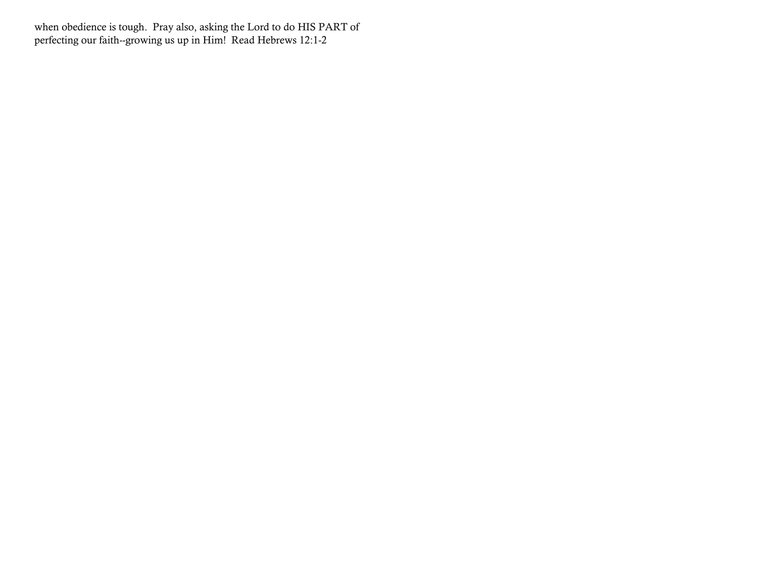when obedience is tough.  Pray also, asking the Lord to do HIS PART of perfecting our faith--growing us up in Him!  Read Hebrews 12:1-2